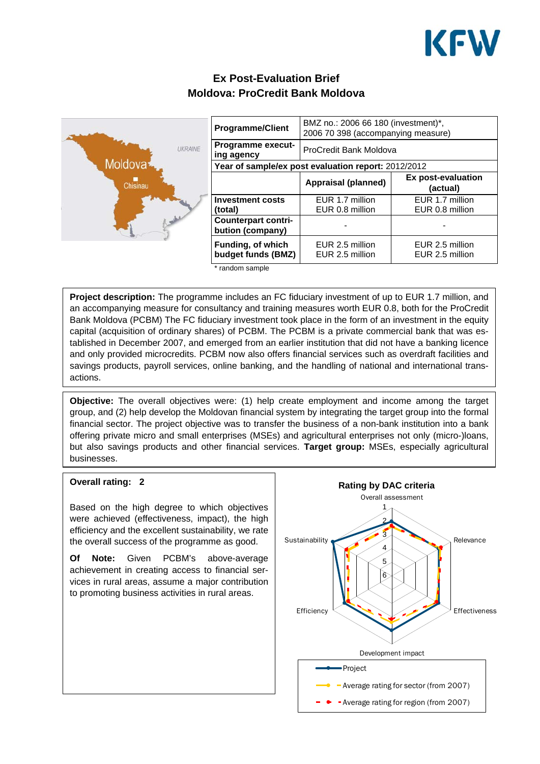# Ex Post-Evaluation Brief
# Moldova: ProCredit Bank Moldova

| Programme/Client | BMZ no.: 2006 66 180 (investment)*, 2006 70 398 (accompanying measure) | |
|---|---|---|
| Programme executing agency | ProCredit Bank Moldova | |
| Year of sample/ex post evaluation report: 2012/2012 | | |
| | Appraisal (planned) | Ex post-evaluation (actual) |
| Investment costs (total) | EUR 1.7 million<br>EUR 0.8 million | EUR 1.7 million<br>EUR 0.8 million |
| Counterpart contribution (company) | - | - |
| Funding, of which budget funds (BMZ) | EUR 2.5 million<br>EUR 2.5 million | EUR 2.5 million<br>EUR 2.5 million |

\* random sample

**Project description:** The programme includes an FC fiduciary investment of up to EUR 1.7 million, and an accompanying measure for consultancy and training measures worth EUR 0.8, both for the ProCredit Bank Moldova (PCBM) The FC fiduciary investment took place in the form of an investment in the equity capital (acquisition of ordinary shares) of PCBM. The PCBM is a private commercial bank that was established in December 2007, and emerged from an earlier institution that did not have a banking licence and only provided microcredits. PCBM now also offers financial services such as overdraft facilities and savings products, payroll services, online banking, and the handling of national and international transactions.

**Objective:** The overall objectives were: (1) help create employment and income among the target group, and (2) help develop the Moldovan financial system by integrating the target group into the formal financial sector. The project objective was to transfer the business of a non-bank institution into a bank offering private micro and small enterprises (MSEs) and agricultural enterprises not only (micro-)loans, but also savings products and other financial services. **Target group:** MSEs, especially agricultural businesses.

**Overall rating: 2**

Based on the high degree to which objectives were achieved (effectiveness, impact), the high efficiency and the excellent sustainability, we rate the overall success of the programme as good.

**Of Note:** Given PCBM's above-average achievement in creating access to financial services in rural areas, assume a major contribution to promoting business activities in rural areas.

**Rating by DAC criteria**

Overall assessment; Relevance; Effectiveness; Development impact; Efficiency; Sustainability

Project — Average rating for sector (from 2007) — Average rating for region (from 2007)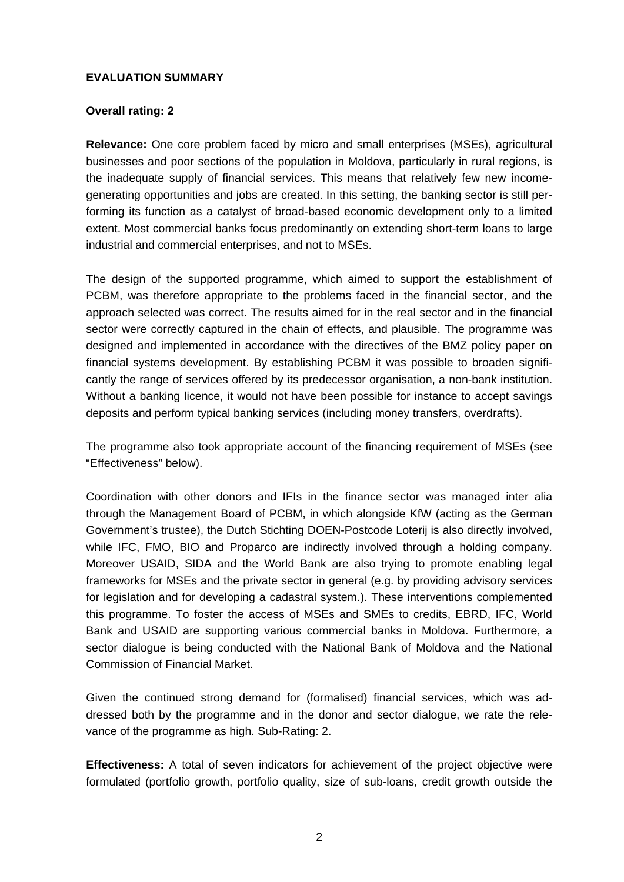**EVALUATION SUMMARY**

**Overall rating: 2**

**Relevance:** One core problem faced by micro and small enterprises (MSEs), agricultural businesses and poor sections of the population in Moldova, particularly in rural regions, is the inadequate supply of financial services. This means that relatively few new income-generating opportunities and jobs are created. In this setting, the banking sector is still performing its function as a catalyst of broad-based economic development only to a limited extent. Most commercial banks focus predominantly on extending short-term loans to large industrial and commercial enterprises, and not to MSEs.

The design of the supported programme, which aimed to support the establishment of PCBM, was therefore appropriate to the problems faced in the financial sector, and the approach selected was correct. The results aimed for in the real sector and in the financial sector were correctly captured in the chain of effects, and plausible. The programme was designed and implemented in accordance with the directives of the BMZ policy paper on financial systems development. By establishing PCBM it was possible to broaden significantly the range of services offered by its predecessor organisation, a non-bank institution. Without a banking licence, it would not have been possible for instance to accept savings deposits and perform typical banking services (including money transfers, overdrafts).

The programme also took appropriate account of the financing requirement of MSEs (see "Effectiveness" below).

Coordination with other donors and IFIs in the finance sector was managed inter alia through the Management Board of PCBM, in which alongside KfW (acting as the German Government's trustee), the Dutch Stichting DOEN-Postcode Loterij is also directly involved, while IFC, FMO, BIO and Proparco are indirectly involved through a holding company. Moreover USAID, SIDA and the World Bank are also trying to promote enabling legal frameworks for MSEs and the private sector in general (e.g. by providing advisory services for legislation and for developing a cadastral system.). These interventions complemented this programme. To foster the access of MSEs and SMEs to credits, EBRD, IFC, World Bank and USAID are supporting various commercial banks in Moldova. Furthermore, a sector dialogue is being conducted with the National Bank of Moldova and the National Commission of Financial Market.

Given the continued strong demand for (formalised) financial services, which was addressed both by the programme and in the donor and sector dialogue, we rate the relevance of the programme as high. Sub-Rating: 2.

**Effectiveness:** A total of seven indicators for achievement of the project objective were formulated (portfolio growth, portfolio quality, size of sub-loans, credit growth outside the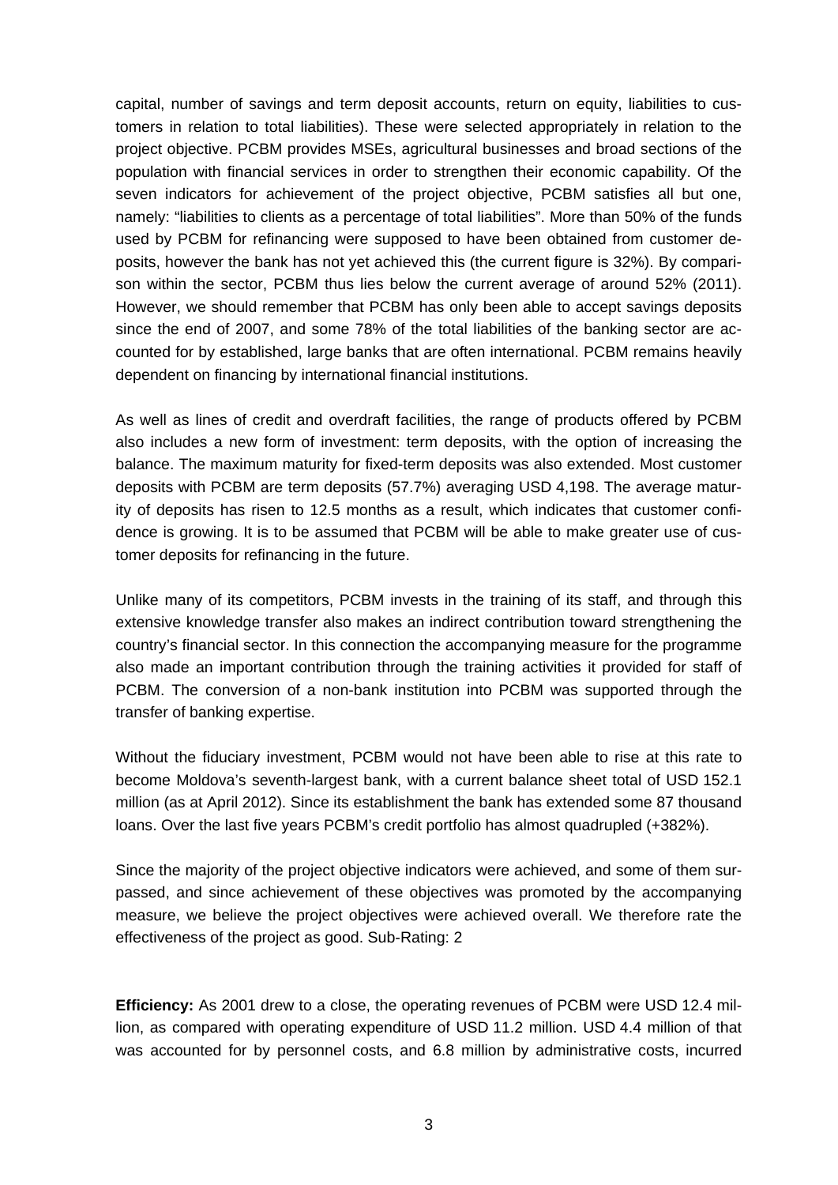capital, number of savings and term deposit accounts, return on equity, liabilities to customers in relation to total liabilities). These were selected appropriately in relation to the project objective. PCBM provides MSEs, agricultural businesses and broad sections of the population with financial services in order to strengthen their economic capability. Of the seven indicators for achievement of the project objective, PCBM satisfies all but one, namely: “liabilities to clients as a percentage of total liabilities”. More than 50% of the funds used by PCBM for refinancing were supposed to have been obtained from customer deposits, however the bank has not yet achieved this (the current figure is 32%). By comparison within the sector, PCBM thus lies below the current average of around 52% (2011). However, we should remember that PCBM has only been able to accept savings deposits since the end of 2007, and some 78% of the total liabilities of the banking sector are accounted for by established, large banks that are often international. PCBM remains heavily dependent on financing by international financial institutions.

As well as lines of credit and overdraft facilities, the range of products offered by PCBM also includes a new form of investment: term deposits, with the option of increasing the balance. The maximum maturity for fixed-term deposits was also extended. Most customer deposits with PCBM are term deposits (57.7%) averaging USD 4,198. The average maturity of deposits has risen to 12.5 months as a result, which indicates that customer confidence is growing. It is to be assumed that PCBM will be able to make greater use of customer deposits for refinancing in the future.

Unlike many of its competitors, PCBM invests in the training of its staff, and through this extensive knowledge transfer also makes an indirect contribution toward strengthening the country’s financial sector. In this connection the accompanying measure for the programme also made an important contribution through the training activities it provided for staff of PCBM. The conversion of a non-bank institution into PCBM was supported through the transfer of banking expertise.

Without the fiduciary investment, PCBM would not have been able to rise at this rate to become Moldova’s seventh-largest bank, with a current balance sheet total of USD 152.1 million (as at April 2012). Since its establishment the bank has extended some 87 thousand loans. Over the last five years PCBM’s credit portfolio has almost quadrupled (+382%).

Since the majority of the project objective indicators were achieved, and some of them surpassed, and since achievement of these objectives was promoted by the accompanying measure, we believe the project objectives were achieved overall. We therefore rate the effectiveness of the project as good. Sub-Rating: 2

**Efficiency:** As 2001 drew to a close, the operating revenues of PCBM were USD 12.4 million, as compared with operating expenditure of USD 11.2 million. USD 4.4 million of that was accounted for by personnel costs, and 6.8 million by administrative costs, incurred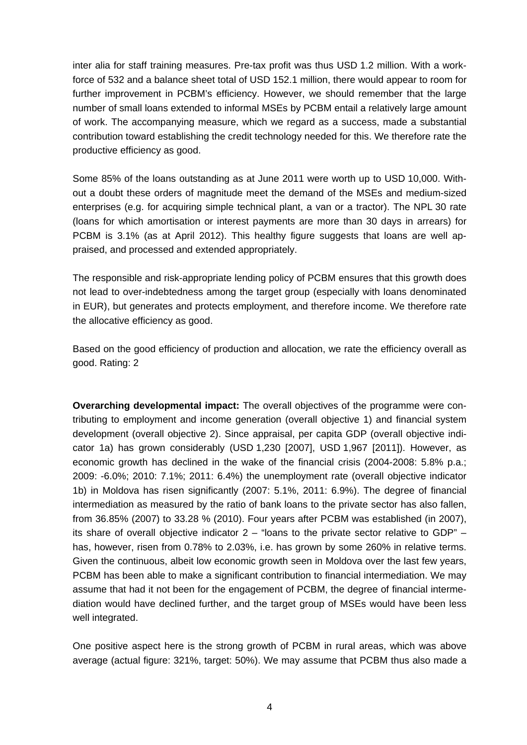inter alia for staff training measures. Pre-tax profit was thus USD 1.2 million. With a workforce of 532 and a balance sheet total of USD 152.1 million, there would appear to room for further improvement in PCBM's efficiency. However, we should remember that the large number of small loans extended to informal MSEs by PCBM entail a relatively large amount of work. The accompanying measure, which we regard as a success, made a substantial contribution toward establishing the credit technology needed for this. We therefore rate the productive efficiency as good.

Some 85% of the loans outstanding as at June 2011 were worth up to USD 10,000. Without a doubt these orders of magnitude meet the demand of the MSEs and medium-sized enterprises (e.g. for acquiring simple technical plant, a van or a tractor). The NPL 30 rate (loans for which amortisation or interest payments are more than 30 days in arrears) for PCBM is 3.1% (as at April 2012). This healthy figure suggests that loans are well appraised, and processed and extended appropriately.

The responsible and risk-appropriate lending policy of PCBM ensures that this growth does not lead to over-indebtedness among the target group (especially with loans denominated in EUR), but generates and protects employment, and therefore income. We therefore rate the allocative efficiency as good.

Based on the good efficiency of production and allocation, we rate the efficiency overall as good. Rating: 2

**Overarching developmental impact:** The overall objectives of the programme were contributing to employment and income generation (overall objective 1) and financial system development (overall objective 2). Since appraisal, per capita GDP (overall objective indicator 1a) has grown considerably (USD 1,230 [2007], USD 1,967 [2011]). However, as economic growth has declined in the wake of the financial crisis (2004-2008: 5.8% p.a.; 2009: -6.0%; 2010: 7.1%; 2011: 6.4%) the unemployment rate (overall objective indicator 1b) in Moldova has risen significantly (2007: 5.1%, 2011: 6.9%). The degree of financial intermediation as measured by the ratio of bank loans to the private sector has also fallen, from 36.85% (2007) to 33.28 % (2010). Four years after PCBM was established (in 2007), its share of overall objective indicator 2 – "loans to the private sector relative to GDP" – has, however, risen from 0.78% to 2.03%, i.e. has grown by some 260% in relative terms. Given the continuous, albeit low economic growth seen in Moldova over the last few years, PCBM has been able to make a significant contribution to financial intermediation. We may assume that had it not been for the engagement of PCBM, the degree of financial intermediation would have declined further, and the target group of MSEs would have been less well integrated.

One positive aspect here is the strong growth of PCBM in rural areas, which was above average (actual figure: 321%, target: 50%). We may assume that PCBM thus also made a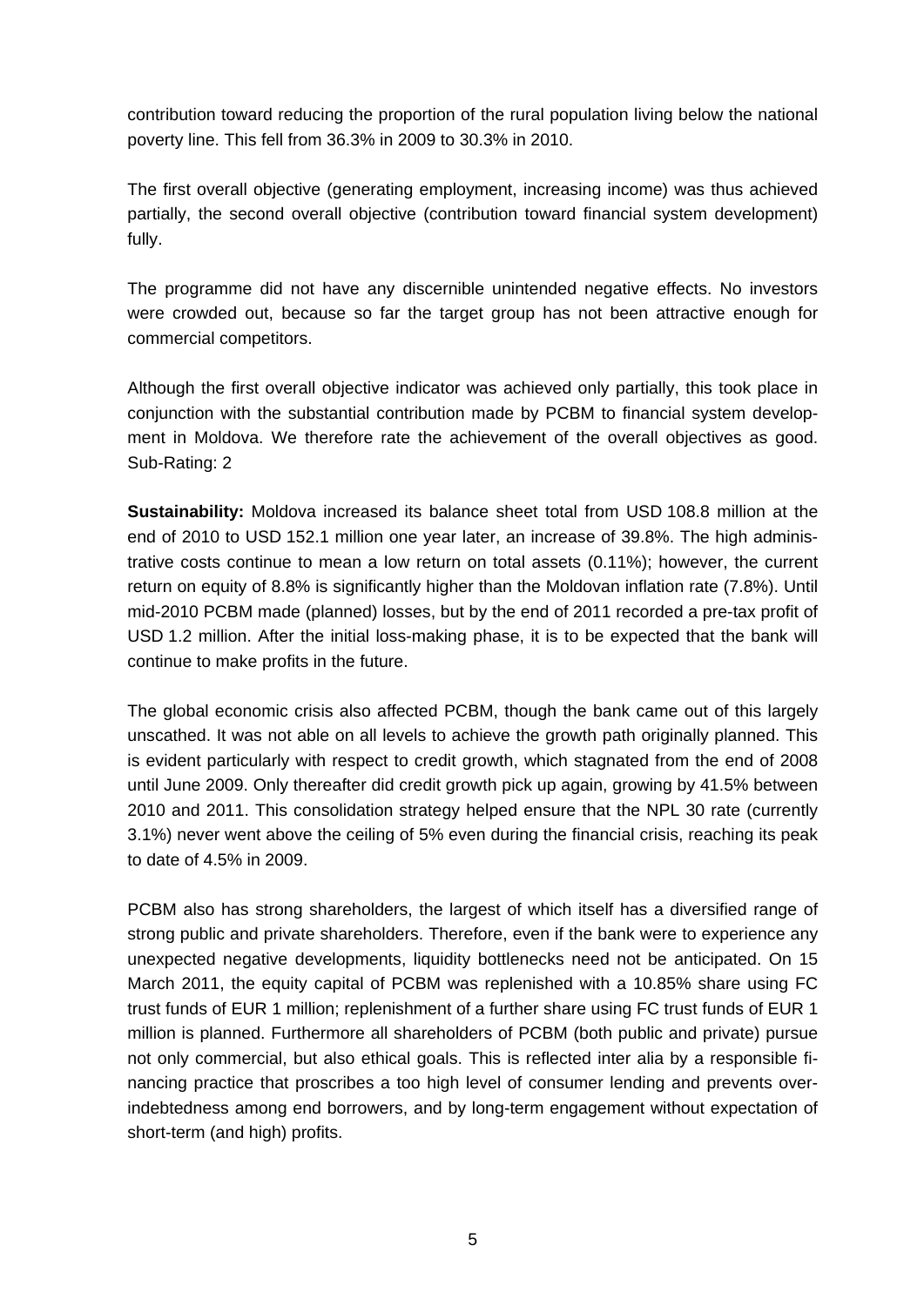contribution toward reducing the proportion of the rural population living below the national poverty line. This fell from 36.3% in 2009 to 30.3% in 2010.

The first overall objective (generating employment, increasing income) was thus achieved partially, the second overall objective (contribution toward financial system development) fully.

The programme did not have any discernible unintended negative effects. No investors were crowded out, because so far the target group has not been attractive enough for commercial competitors.

Although the first overall objective indicator was achieved only partially, this took place in conjunction with the substantial contribution made by PCBM to financial system development in Moldova. We therefore rate the achievement of the overall objectives as good. Sub-Rating: 2

**Sustainability:** Moldova increased its balance sheet total from USD 108.8 million at the end of 2010 to USD 152.1 million one year later, an increase of 39.8%. The high administrative costs continue to mean a low return on total assets (0.11%); however, the current return on equity of 8.8% is significantly higher than the Moldovan inflation rate (7.8%). Until mid-2010 PCBM made (planned) losses, but by the end of 2011 recorded a pre-tax profit of USD 1.2 million. After the initial loss-making phase, it is to be expected that the bank will continue to make profits in the future.

The global economic crisis also affected PCBM, though the bank came out of this largely unscathed. It was not able on all levels to achieve the growth path originally planned. This is evident particularly with respect to credit growth, which stagnated from the end of 2008 until June 2009. Only thereafter did credit growth pick up again, growing by 41.5% between 2010 and 2011. This consolidation strategy helped ensure that the NPL 30 rate (currently 3.1%) never went above the ceiling of 5% even during the financial crisis, reaching its peak to date of 4.5% in 2009.

PCBM also has strong shareholders, the largest of which itself has a diversified range of strong public and private shareholders. Therefore, even if the bank were to experience any unexpected negative developments, liquidity bottlenecks need not be anticipated. On 15 March 2011, the equity capital of PCBM was replenished with a 10.85% share using FC trust funds of EUR 1 million; replenishment of a further share using FC trust funds of EUR 1 million is planned. Furthermore all shareholders of PCBM (both public and private) pursue not only commercial, but also ethical goals. This is reflected inter alia by a responsible financing practice that proscribes a too high level of consumer lending and prevents over-indebtedness among end borrowers, and by long-term engagement without expectation of short-term (and high) profits.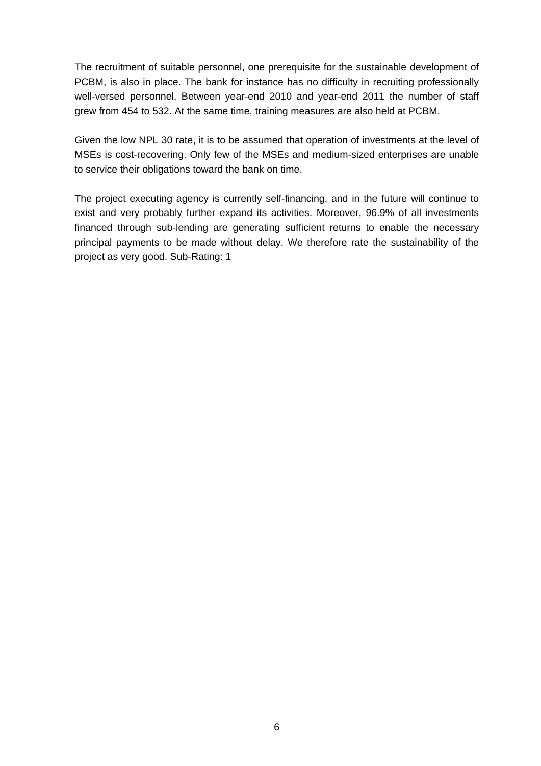The recruitment of suitable personnel, one prerequisite for the sustainable development of PCBM, is also in place. The bank for instance has no difficulty in recruiting professionally well-versed personnel. Between year-end 2010 and year-end 2011 the number of staff grew from 454 to 532. At the same time, training measures are also held at PCBM.

Given the low NPL 30 rate, it is to be assumed that operation of investments at the level of MSEs is cost-recovering. Only few of the MSEs and medium-sized enterprises are unable to service their obligations toward the bank on time.

The project executing agency is currently self-financing, and in the future will continue to exist and very probably further expand its activities. Moreover, 96.9% of all investments financed through sub-lending are generating sufficient returns to enable the necessary principal payments to be made without delay. We therefore rate the sustainability of the project as very good. Sub-Rating: 1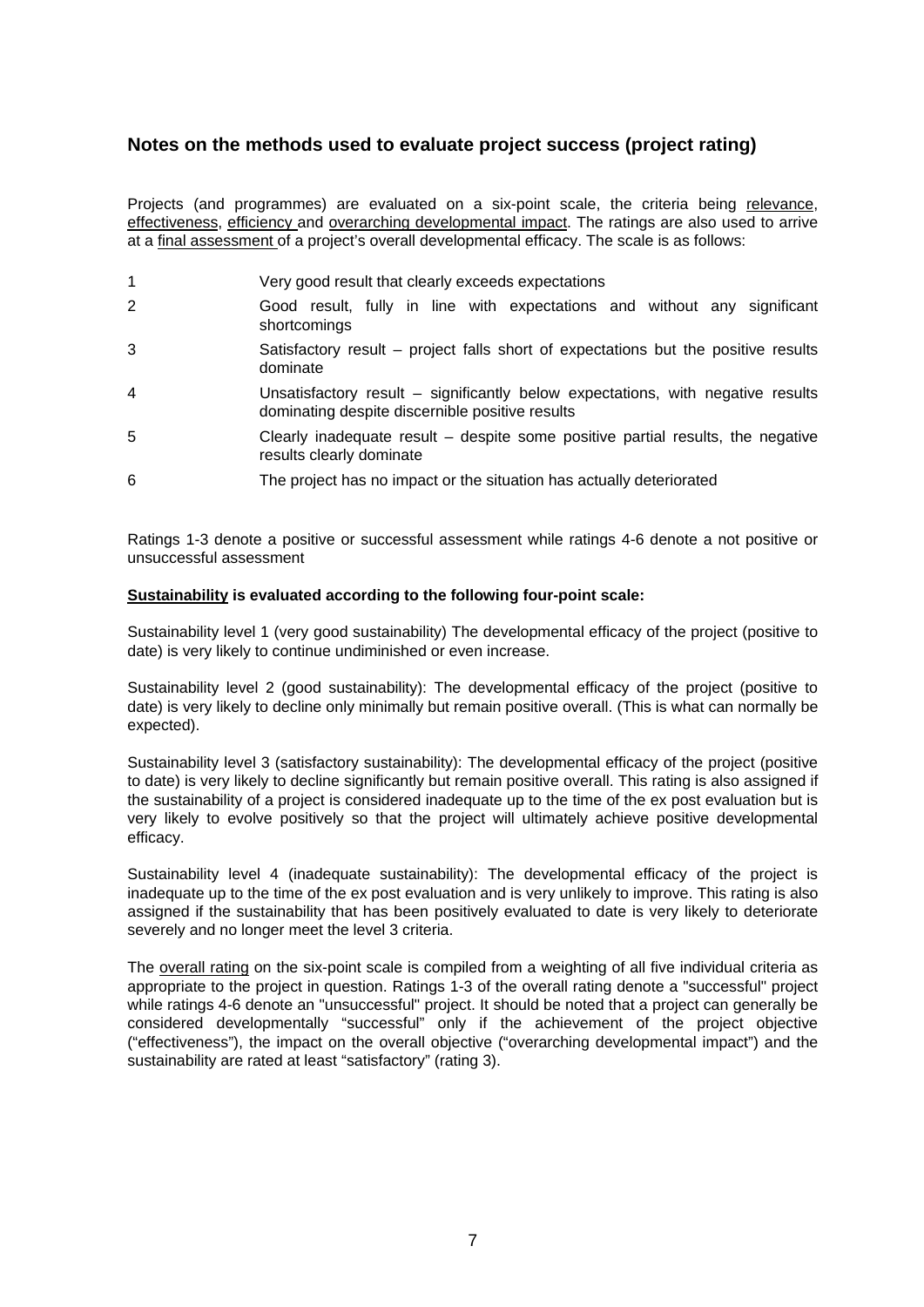## Notes on the methods used to evaluate project success (project rating)

Projects (and programmes) are evaluated on a six-point scale, the criteria being relevance, effectiveness, efficiency and overarching developmental impact. The ratings are also used to arrive at a final assessment of a project's overall developmental efficacy. The scale is as follows:

| | |
|---|---|
| 1 | Very good result that clearly exceeds expectations |
| 2 | Good result, fully in line with expectations and without any significant shortcomings |
| 3 | Satisfactory result – project falls short of expectations but the positive results dominate |
| 4 | Unsatisfactory result – significantly below expectations, with negative results dominating despite discernible positive results |
| 5 | Clearly inadequate result – despite some positive partial results, the negative results clearly dominate |
| 6 | The project has no impact or the situation has actually deteriorated |

Ratings 1-3 denote a positive or successful assessment while ratings 4-6 denote a not positive or unsuccessful assessment

**Sustainability is evaluated according to the following four-point scale:**

Sustainability level 1 (very good sustainability) The developmental efficacy of the project (positive to date) is very likely to continue undiminished or even increase.

Sustainability level 2 (good sustainability): The developmental efficacy of the project (positive to date) is very likely to decline only minimally but remain positive overall. (This is what can normally be expected).

Sustainability level 3 (satisfactory sustainability): The developmental efficacy of the project (positive to date) is very likely to decline significantly but remain positive overall. This rating is also assigned if the sustainability of a project is considered inadequate up to the time of the ex post evaluation but is very likely to evolve positively so that the project will ultimately achieve positive developmental efficacy.

Sustainability level 4 (inadequate sustainability): The developmental efficacy of the project is inadequate up to the time of the ex post evaluation and is very unlikely to improve. This rating is also assigned if the sustainability that has been positively evaluated to date is very likely to deteriorate severely and no longer meet the level 3 criteria.

The overall rating on the six-point scale is compiled from a weighting of all five individual criteria as appropriate to the project in question. Ratings 1-3 of the overall rating denote a "successful" project while ratings 4-6 denote an "unsuccessful" project. It should be noted that a project can generally be considered developmentally "successful" only if the achievement of the project objective ("effectiveness"), the impact on the overall objective ("overarching developmental impact") and the sustainability are rated at least "satisfactory" (rating 3).